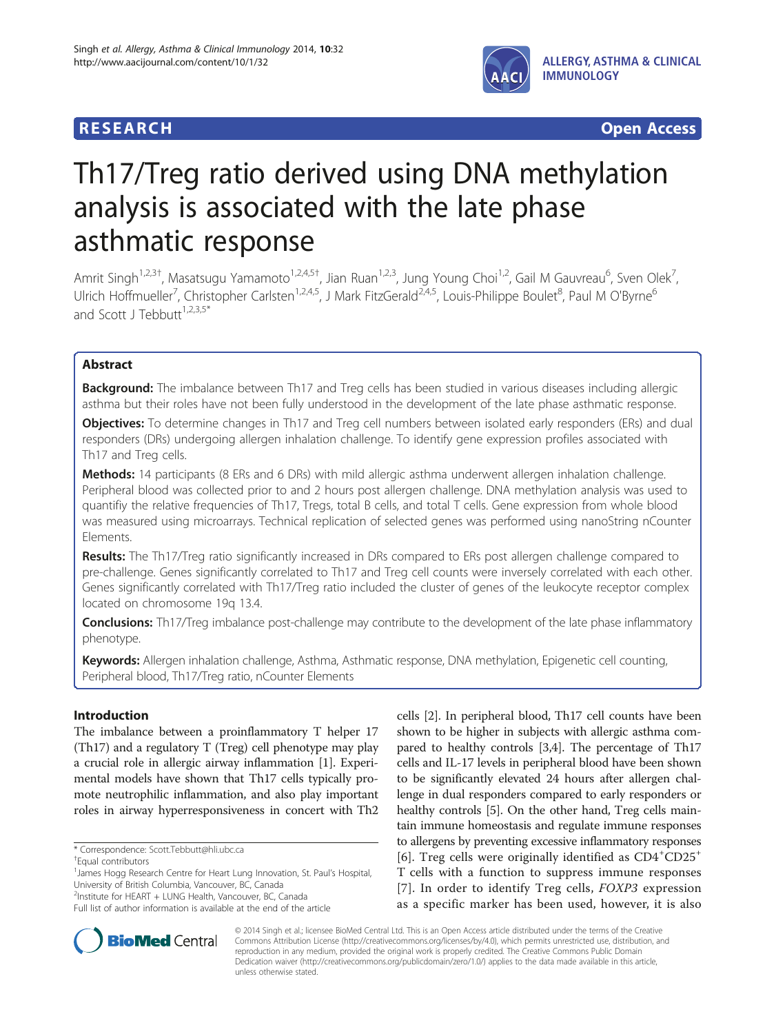**RESEARCH** **Open Access**

# Th17/Treg ratio derived using DNA methylation analysis is associated with the late phase asthmatic response

Amrit Singh[1,2,3†], Masatsugu Yamamoto[1,2,4,5†], Jian Ruan[1,2,3], Jung Young Choi[1,2], Gail M Gauvreau[6], Sven Olek[7], Ulrich Hoffmueller[7], Christopher Carlsten[1,2,4,5], J Mark FitzGerald[2,4,5], Louis-Philippe Boulet[8], Paul M O'Byrne[6] and Scott J Tebbutt[1,2,3,5*]

## Abstract

**Background:** The imbalance between Th17 and Treg cells has been studied in various diseases including allergic asthma but their roles have not been fully understood in the development of the late phase asthmatic response.

**Objectives:** To determine changes in Th17 and Treg cell numbers between isolated early responders (ERs) and dual responders (DRs) undergoing allergen inhalation challenge. To identify gene expression profiles associated with Th17 and Treg cells.

**Methods:** 14 participants (8 ERs and 6 DRs) with mild allergic asthma underwent allergen inhalation challenge. Peripheral blood was collected prior to and 2 hours post allergen challenge. DNA methylation analysis was used to quantifiy the relative frequencies of Th17, Tregs, total B cells, and total T cells. Gene expression from whole blood was measured using microarrays. Technical replication of selected genes was performed using nanoString nCounter Elements.

**Results:** The Th17/Treg ratio significantly increased in DRs compared to ERs post allergen challenge compared to pre-challenge. Genes significantly correlated to Th17 and Treg cell counts were inversely correlated with each other. Genes significantly correlated with Th17/Treg ratio included the cluster of genes of the leukocyte receptor complex located on chromosome 19q 13.4.

**Conclusions:** Th17/Treg imbalance post-challenge may contribute to the development of the late phase inflammatory phenotype.

**Keywords:** Allergen inhalation challenge, Asthma, Asthmatic response, DNA methylation, Epigenetic cell counting, Peripheral blood, Th17/Treg ratio, nCounter Elements

## Introduction

The imbalance between a proinflammatory T helper 17 (Th17) and a regulatory T (Treg) cell phenotype may play a crucial role in allergic airway inflammation [1]. Experimental models have shown that Th17 cells typically promote neutrophilic inflammation, and also play important roles in airway hyperresponsiveness in concert with Th2 cells [2]. In peripheral blood, Th17 cell counts have been shown to be higher in subjects with allergic asthma compared to healthy controls [3,4]. The percentage of Th17 cells and IL-17 levels in peripheral blood have been shown to be significantly elevated 24 hours after allergen challenge in dual responders compared to early responders or healthy controls [5]. On the other hand, Treg cells maintain immune homeostasis and regulate immune responses to allergens by preventing excessive inflammatory responses [6]. Treg cells were originally identified as $CD4^{+}CD25^{+}$ T cells with a function to suppress immune responses [7]. In order to identify Treg cells, *FOXP3* expression as a specific marker has been used, however, it is also

\* Correspondence: Scott.Tebbutt@hli.ubc.ca
†Equal contributors
[1]James Hogg Research Centre for Heart Lung Innovation, St. Paul's Hospital, University of British Columbia, Vancouver, BC, Canada
[2]Institute for HEART + LUNG Health, Vancouver, BC, Canada
Full list of author information is available at the end of the article

© 2014 Singh et al.; licensee BioMed Central Ltd. This is an Open Access article distributed under the terms of the Creative Commons Attribution License (http://creativecommons.org/licenses/by/4.0), which permits unrestricted use, distribution, and reproduction in any medium, provided the original work is properly credited. The Creative Commons Public Domain Dedication waiver (http://creativecommons.org/publicdomain/zero/1.0/) applies to the data made available in this article, unless otherwise stated.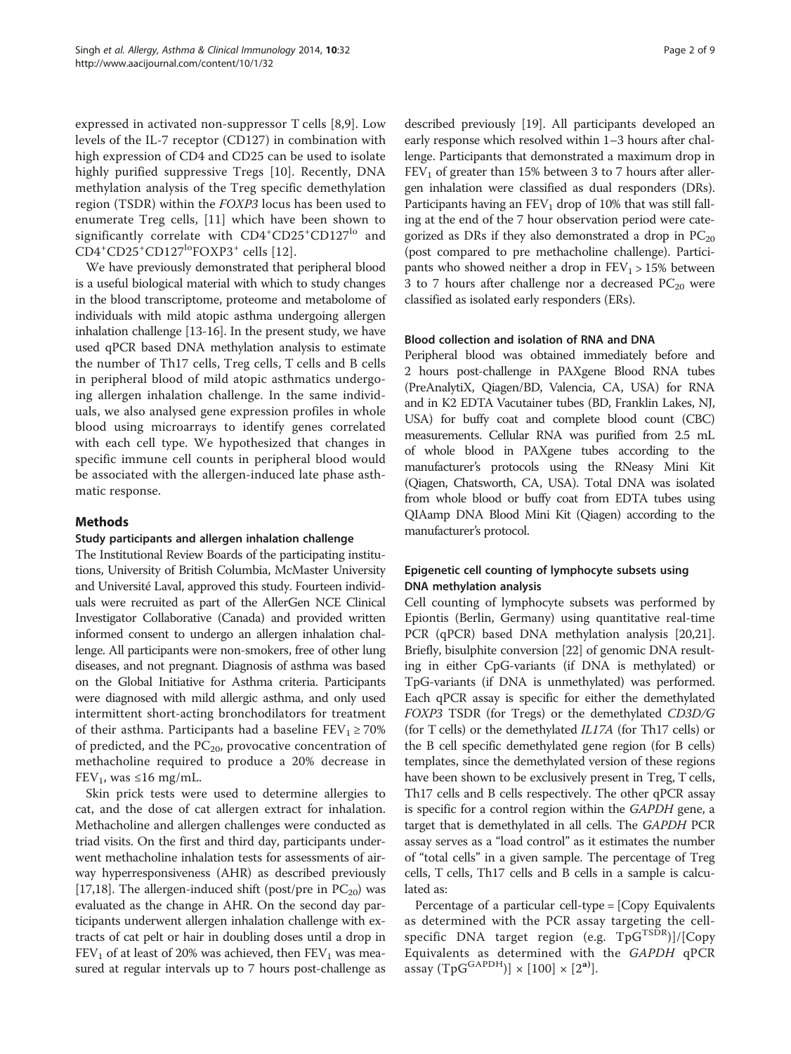expressed in activated non-suppressor T cells [8,9]. Low levels of the IL-7 receptor (CD127) in combination with high expression of CD4 and CD25 can be used to isolate highly purified suppressive Tregs [10]. Recently, DNA methylation analysis of the Treg specific demethylation region (TSDR) within the *FOXP3* locus has been used to enumerate Treg cells, [11] which have been shown to significantly correlate with $CD4^{+}CD25^{+}CD127^{lo}$ and $CD4^{+}CD25^{+}CD127^{lo}FOXP3^{+}$ cells [12].

We have previously demonstrated that peripheral blood is a useful biological material with which to study changes in the blood transcriptome, proteome and metabolome of individuals with mild atopic asthma undergoing allergen inhalation challenge [13-16]. In the present study, we have used qPCR based DNA methylation analysis to estimate the number of Th17 cells, Treg cells, T cells and B cells in peripheral blood of mild atopic asthmatics undergoing allergen inhalation challenge. In the same individuals, we also analysed gene expression profiles in whole blood using microarrays to identify genes correlated with each cell type. We hypothesized that changes in specific immune cell counts in peripheral blood would be associated with the allergen-induced late phase asthmatic response.

## Methods

### Study participants and allergen inhalation challenge

The Institutional Review Boards of the participating institutions, University of British Columbia, McMaster University and Université Laval, approved this study. Fourteen individuals were recruited as part of the AllerGen NCE Clinical Investigator Collaborative (Canada) and provided written informed consent to undergo an allergen inhalation challenge. All participants were non-smokers, free of other lung diseases, and not pregnant. Diagnosis of asthma was based on the Global Initiative for Asthma criteria. Participants were diagnosed with mild allergic asthma, and only used intermittent short-acting bronchodilators for treatment of their asthma. Participants had a baseline $FEV_1 \geq 70\%$ of predicted, and the $PC_{20}$, provocative concentration of methacholine required to produce a 20% decrease in $FEV_1$, was ≤16 mg/mL.

Skin prick tests were used to determine allergies to cat, and the dose of cat allergen extract for inhalation. Methacholine and allergen challenges were conducted as triad visits. On the first and third day, participants underwent methacholine inhalation tests for assessments of airway hyperresponsiveness (AHR) as described previously [17,18]. The allergen-induced shift (post/pre in $PC_{20}$) was evaluated as the change in AHR. On the second day participants underwent allergen inhalation challenge with extracts of cat pelt or hair in doubling doses until a drop in $FEV_1$ of at least of 20% was achieved, then $FEV_1$ was measured at regular intervals up to 7 hours post-challenge as described previously [19]. All participants developed an early response which resolved within 1–3 hours after challenge. Participants that demonstrated a maximum drop in $FEV_1$ of greater than 15% between 3 to 7 hours after allergen inhalation were classified as dual responders (DRs). Participants having an $FEV_1$ drop of 10% that was still falling at the end of the 7 hour observation period were categorized as DRs if they also demonstrated a drop in $PC_{20}$ (post compared to pre methacholine challenge). Participants who showed neither a drop in $FEV_1 > 15\%$ between 3 to 7 hours after challenge nor a decreased $PC_{20}$ were classified as isolated early responders (ERs).

### Blood collection and isolation of RNA and DNA

Peripheral blood was obtained immediately before and 2 hours post-challenge in PAXgene Blood RNA tubes (PreAnalytiX, Qiagen/BD, Valencia, CA, USA) for RNA and in K2 EDTA Vacutainer tubes (BD, Franklin Lakes, NJ, USA) for buffy coat and complete blood count (CBC) measurements. Cellular RNA was purified from 2.5 mL of whole blood in PAXgene tubes according to the manufacturer's protocols using the RNeasy Mini Kit (Qiagen, Chatsworth, CA, USA). Total DNA was isolated from whole blood or buffy coat from EDTA tubes using QIAamp DNA Blood Mini Kit (Qiagen) according to the manufacturer's protocol.

### Epigenetic cell counting of lymphocyte subsets using DNA methylation analysis

Cell counting of lymphocyte subsets was performed by Epiontis (Berlin, Germany) using quantitative real-time PCR (qPCR) based DNA methylation analysis [20,21]. Briefly, bisulphite conversion [22] of genomic DNA resulting in either CpG-variants (if DNA is methylated) or TpG-variants (if DNA is unmethylated) was performed. Each qPCR assay is specific for either the demethylated *FOXP3* TSDR (for Tregs) or the demethylated *CD3D/G* (for T cells) or the demethylated *IL17A* (for Th17 cells) or the B cell specific demethylated gene region (for B cells) templates, since the demethylated version of these regions have been shown to be exclusively present in Treg, T cells, Th17 cells and B cells respectively. The other qPCR assay is specific for a control region within the *GAPDH* gene, a target that is demethylated in all cells. The *GAPDH* PCR assay serves as a "load control" as it estimates the number of "total cells" in a given sample. The percentage of Treg cells, T cells, Th17 cells and B cells in a sample is calculated as:

Percentage of a particular cell-type = [Copy Equivalents as determined with the PCR assay targeting the cell-specific DNA target region (e.g. $TpG^{TSDR}$)]/[Copy Equivalents as determined with the *GAPDH* qPCR assay ($TpG^{GAPDH}$)] × [100] × [$2^{a)}$].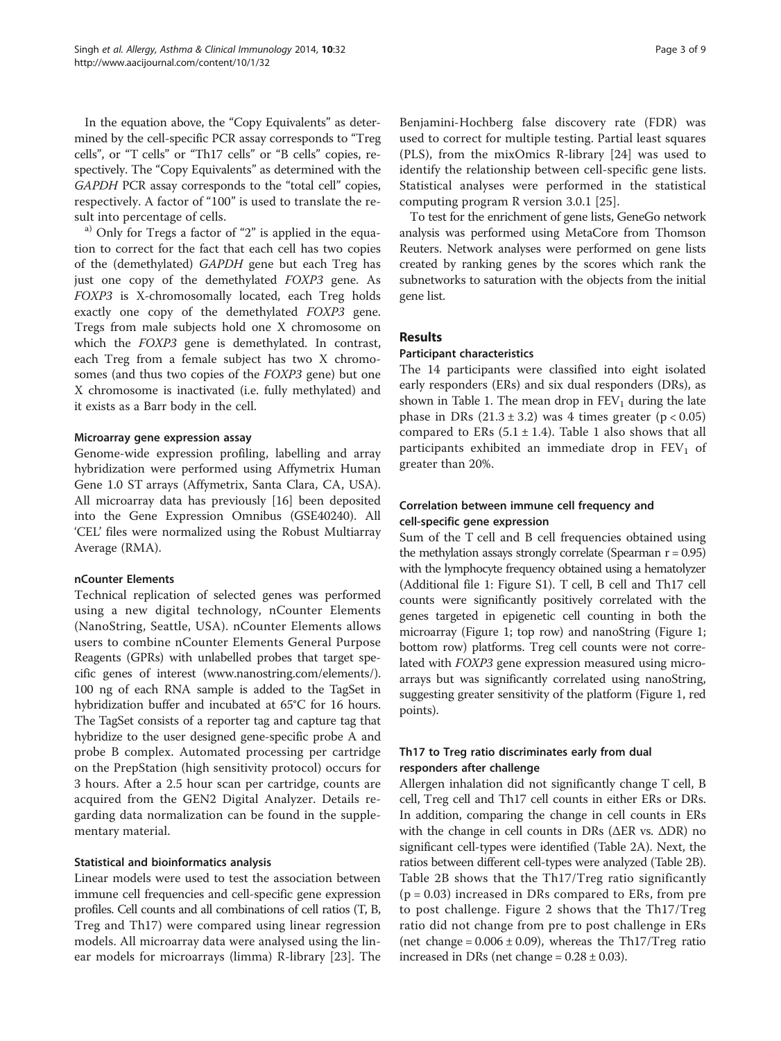In the equation above, the "Copy Equivalents" as determined by the cell-specific PCR assay corresponds to "Treg cells", or "T cells" or "Th17 cells" or "B cells" copies, respectively. The "Copy Equivalents" as determined with the *GAPDH* PCR assay corresponds to the "total cell" copies, respectively. A factor of "100" is used to translate the result into percentage of cells.

[a)] Only for Tregs a factor of "2" is applied in the equation to correct for the fact that each cell has two copies of the (demethylated) *GAPDH* gene but each Treg has just one copy of the demethylated *FOXP3* gene. As *FOXP3* is X-chromosomally located, each Treg holds exactly one copy of the demethylated *FOXP3* gene. Tregs from male subjects hold one X chromosome on which the *FOXP3* gene is demethylated. In contrast, each Treg from a female subject has two X chromosomes (and thus two copies of the *FOXP3* gene) but one X chromosome is inactivated (i.e. fully methylated) and it exists as a Barr body in the cell.

#### Microarray gene expression assay

Genome-wide expression profiling, labelling and array hybridization were performed using Affymetrix Human Gene 1.0 ST arrays (Affymetrix, Santa Clara, CA, USA). All microarray data has previously [16] been deposited into the Gene Expression Omnibus (GSE40240). All 'CEL' files were normalized using the Robust Multiarray Average (RMA).

#### nCounter Elements

Technical replication of selected genes was performed using a new digital technology, nCounter Elements (NanoString, Seattle, USA). nCounter Elements allows users to combine nCounter Elements General Purpose Reagents (GPRs) with unlabelled probes that target specific genes of interest (www.nanostring.com/elements/). 100 ng of each RNA sample is added to the TagSet in hybridization buffer and incubated at 65°C for 16 hours. The TagSet consists of a reporter tag and capture tag that hybridize to the user designed gene-specific probe A and probe B complex. Automated processing per cartridge on the PrepStation (high sensitivity protocol) occurs for 3 hours. After a 2.5 hour scan per cartridge, counts are acquired from the GEN2 Digital Analyzer. Details regarding data normalization can be found in the supplementary material.

#### Statistical and bioinformatics analysis

Linear models were used to test the association between immune cell frequencies and cell-specific gene expression profiles. Cell counts and all combinations of cell ratios (T, B, Treg and Th17) were compared using linear regression models. All microarray data were analysed using the linear models for microarrays (limma) R-library [23]. The Benjamini-Hochberg false discovery rate (FDR) was used to correct for multiple testing. Partial least squares (PLS), from the mixOmics R-library [24] was used to identify the relationship between cell-specific gene lists. Statistical analyses were performed in the statistical computing program R version 3.0.1 [25].

To test for the enrichment of gene lists, GeneGo network analysis was performed using MetaCore from Thomson Reuters. Network analyses were performed on gene lists created by ranking genes by the scores which rank the subnetworks to saturation with the objects from the initial gene list.

## Results

### Participant characteristics

The 14 participants were classified into eight isolated early responders (ERs) and six dual responders (DRs), as shown in Table 1. The mean drop in $FEV_1$ during the late phase in DRs ($21.3 \pm 3.2$) was 4 times greater ($p < 0.05$) compared to ERs ($5.1 \pm 1.4$). Table 1 also shows that all participants exhibited an immediate drop in $FEV_1$ of greater than 20%.

### Correlation between immune cell frequency and cell-specific gene expression

Sum of the T cell and B cell frequencies obtained using the methylation assays strongly correlate (Spearman $r = 0.95$) with the lymphocyte frequency obtained using a hematolyzer (Additional file 1: Figure S1). T cell, B cell and Th17 cell counts were significantly positively correlated with the genes targeted in epigenetic cell counting in both the microarray (Figure 1; top row) and nanoString (Figure 1; bottom row) platforms. Treg cell counts were not correlated with *FOXP3* gene expression measured using microarrays but was significantly correlated using nanoString, suggesting greater sensitivity of the platform (Figure 1, red points).

### Th17 to Treg ratio discriminates early from dual responders after challenge

Allergen inhalation did not significantly change T cell, B cell, Treg cell and Th17 cell counts in either ERs or DRs. In addition, comparing the change in cell counts in ERs with the change in cell counts in DRs (ΔER vs. ΔDR) no significant cell-types were identified (Table 2A). Next, the ratios between different cell-types were analyzed (Table 2B). Table 2B shows that the Th17/Treg ratio significantly ($p = 0.03$) increased in DRs compared to ERs, from pre to post challenge. Figure 2 shows that the Th17/Treg ratio did not change from pre to post challenge in ERs (net change = $0.006 \pm 0.09$), whereas the Th17/Treg ratio increased in DRs (net change = $0.28 \pm 0.03$).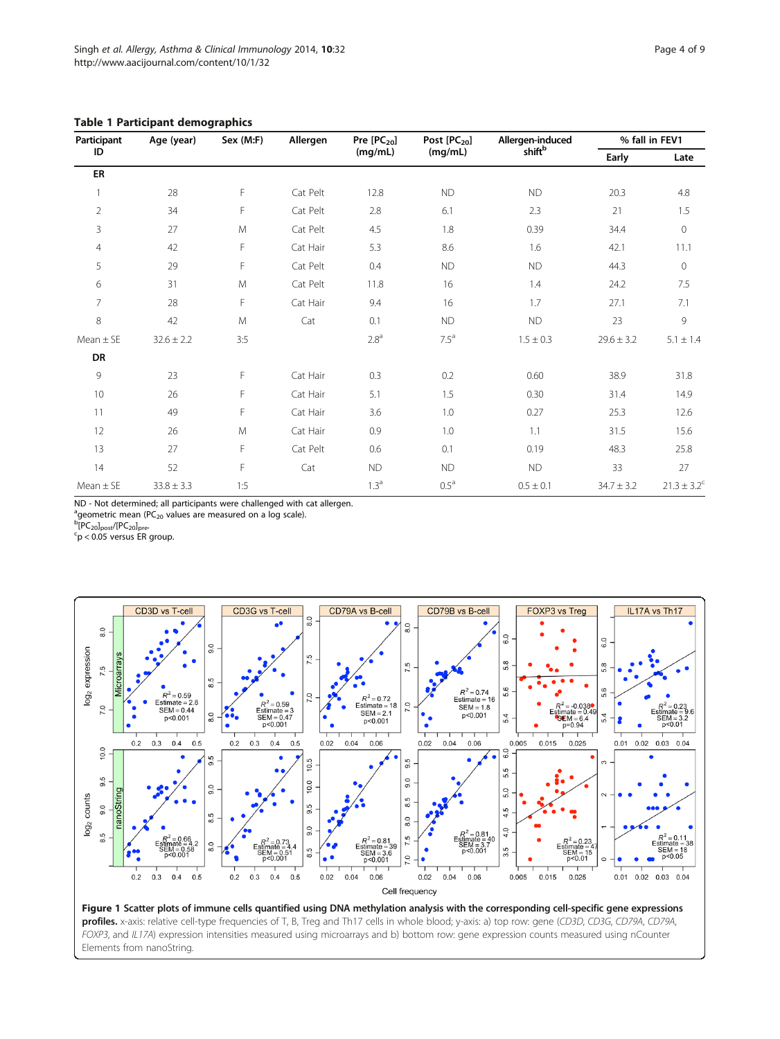**Table 1 Participant demographics**

| Participant ID | Age (year) | Sex (M:F) | Allergen | Pre [$PC_{20}$] (mg/mL) | Post [$PC_{20}$] (mg/mL) | Allergen-induced shift[b] | % fall in FEV1 | |
|---|---|---|---|---|---|---|---|---|
| | | | | | | | Early | Late |
| **ER** | | | | | | | | |
| 1 | 28 | F | Cat Pelt | 12.8 | ND | ND | 20.3 | 4.8 |
| 2 | 34 | F | Cat Pelt | 2.8 | 6.1 | 2.3 | 21 | 1.5 |
| 3 | 27 | M | Cat Pelt | 4.5 | 1.8 | 0.39 | 34.4 | 0 |
| 4 | 42 | F | Cat Hair | 5.3 | 8.6 | 1.6 | 42.1 | 11.1 |
| 5 | 29 | F | Cat Pelt | 0.4 | ND | ND | 44.3 | 0 |
| 6 | 31 | M | Cat Pelt | 11.8 | 16 | 1.4 | 24.2 | 7.5 |
| 7 | 28 | F | Cat Hair | 9.4 | 16 | 1.7 | 27.1 | 7.1 |
| 8 | 42 | M | Cat | 0.1 | ND | ND | 23 | 9 |
| Mean ± SE | 32.6 ± 2.2 | 3:5 | | 2.8[a] | 7.5[a] | 1.5 ± 0.3 | 29.6 ± 3.2 | 5.1 ± 1.4 |
| **DR** | | | | | | | | |
| 9 | 23 | F | Cat Hair | 0.3 | 0.2 | 0.60 | 38.9 | 31.8 |
| 10 | 26 | F | Cat Hair | 5.1 | 1.5 | 0.30 | 31.4 | 14.9 |
| 11 | 49 | F | Cat Hair | 3.6 | 1.0 | 0.27 | 25.3 | 12.6 |
| 12 | 26 | M | Cat Hair | 0.9 | 1.0 | 1.1 | 31.5 | 15.6 |
| 13 | 27 | F | Cat Pelt | 0.6 | 0.1 | 0.19 | 48.3 | 25.8 |
| 14 | 52 | F | Cat | ND | ND | ND | 33 | 27 |
| Mean ± SE | 33.8 ± 3.3 | 1:5 | | 1.3[a] | 0.5[a] | 0.5 ± 0.1 | 34.7 ± 3.2 | 21.3 ± 3.2[c] |

ND - Not determined; all participants were challenged with cat allergen.
[a]geometric mean ($PC_{20}$ values are measured on a log scale).
[b]$[PC_{20}]_{post}/[PC_{20}]_{pre}$.
[c]$p < 0.05$ versus ER group.

CD3D vs T-cell
CD3G vs T-cell
CD79A vs B-cell
CD79B vs B-cell
FOXP3 vs Treg
IL17A vs Th17

Microarrays
log2 expression

$R^2 = 0.59$ Estimate = 2.8 SEM = 0.44 p<0.001
$R^2 = 0.59$ Estimate = 3 SEM = 0.47 p<0.001
$R^2 = 0.72$ Estimate = 18 SEM = 2.1 p<0.001
$R^2 = 0.74$ Estimate = 16 SEM = 1.8 p<0.001
$R^2 = -0.038$ Estimate = 0.49 SEM = 6.4 p=0.94
$R^2 = 0.23$ Estimate = 9.6 SEM = 3.2 p<0.01

nanoString
log2 counts

$R^2 = 0.66$ Estimate = 4.2 SEM = 0.58 p<0.001
$R^2 = 0.73$ Estimate = 4.4 SEM = 0.51 p<0.001
$R^2 = 0.81$ Estimate = 39 SEM = 3.6 p<0.001
$R^2 = 0.81$ Estimate = 40 SEM = 3.7 p<0.001
$R^2 = 0.23$ Estimate = 47 SEM = 15 p<0.01
$R^2 = 0.11$ Estimate = 38 SEM = 18 p<0.05

Cell frequency

**Figure 1 Scatter plots of immune cells quantified using DNA methylation analysis with the corresponding cell-specific gene expressions profiles.** x-axis: relative cell-type frequencies of T, B, Treg and Th17 cells in whole blood; y-axis: a) top row: gene (*CD3D*, *CD3G*, *CD79A*, *CD79A*, *FOXP3*, and *IL17A*) expression intensities measured using microarrays and b) bottom row: gene expression counts measured using nCounter Elements from nanoString.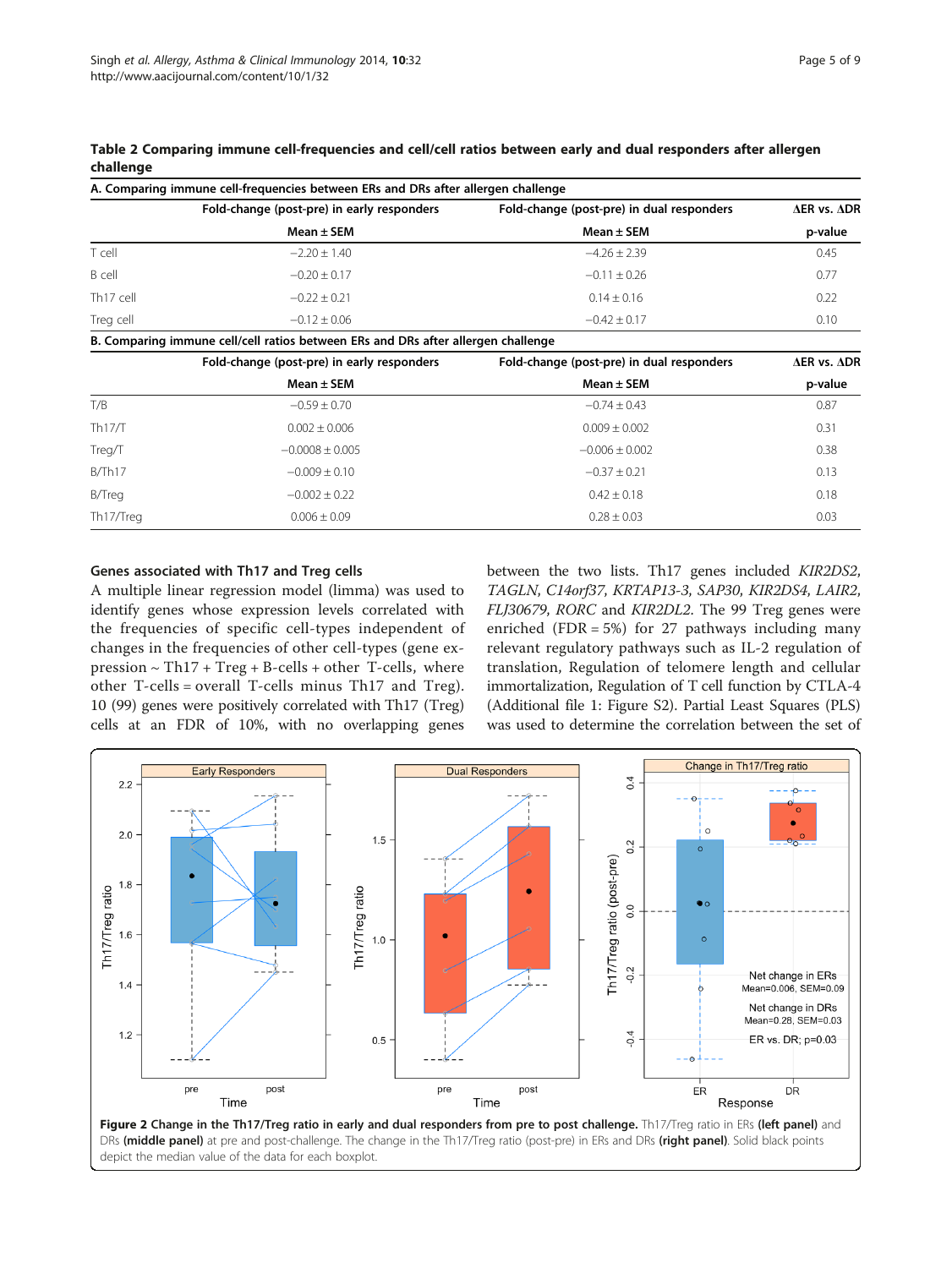**Table 2 Comparing immune cell-frequencies and cell/cell ratios between early and dual responders after allergen challenge**

**A. Comparing immune cell-frequencies between ERs and DRs after allergen challenge**

| | Fold-change (post-pre) in early responders | Fold-change (post-pre) in dual responders | ΔER vs. ΔDR |
|---|---|---|---|
| | Mean ± SEM | Mean ± SEM | p-value |
| T cell | −2.20 ± 1.40 | −4.26 ± 2.39 | 0.45 |
| B cell | −0.20 ± 0.17 | −0.11 ± 0.26 | 0.77 |
| Th17 cell | −0.22 ± 0.21 | 0.14 ± 0.16 | 0.22 |
| Treg cell | −0.12 ± 0.06 | −0.42 ± 0.17 | 0.10 |

**B. Comparing immune cell/cell ratios between ERs and DRs after allergen challenge**

| | Fold-change (post-pre) in early responders | Fold-change (post-pre) in dual responders | ΔER vs. ΔDR |
|---|---|---|---|
| | Mean ± SEM | Mean ± SEM | p-value |
| T/B | −0.59 ± 0.70 | −0.74 ± 0.43 | 0.87 |
| Th17/T | 0.002 ± 0.006 | 0.009 ± 0.002 | 0.31 |
| Treg/T | −0.0008 ± 0.005 | −0.006 ± 0.002 | 0.38 |
| B/Th17 | −0.009 ± 0.10 | −0.37 ± 0.21 | 0.13 |
| B/Treg | −0.002 ± 0.22 | 0.42 ± 0.18 | 0.18 |
| Th17/Treg | 0.006 ± 0.09 | 0.28 ± 0.03 | 0.03 |

### Genes associated with Th17 and Treg cells

A multiple linear regression model (limma) was used to identify genes whose expression levels correlated with the frequencies of specific cell-types independent of changes in the frequencies of other cell-types (gene expression ~ Th17 + Treg + B-cells + other T-cells, where other T-cells = overall T-cells minus Th17 and Treg). 10 (99) genes were positively correlated with Th17 (Treg) cells at an FDR of 10%, with no overlapping genes between the two lists. Th17 genes included *KIR2DS2*, *TAGLN*, *C14orf37*, *KRTAP13-3*, *SAP30*, *KIR2DS4*, *LAIR2*, *FLJ30679*, *RORC* and *KIR2DL2*. The 99 Treg genes were enriched (FDR = 5%) for 27 pathways including many relevant regulatory pathways such as IL-2 regulation of translation, Regulation of telomere length and cellular immortalization, Regulation of T cell function by CTLA-4 (Additional file 1: Figure S2). Partial Least Squares (PLS) was used to determine the correlation between the set of

**Figure 2 Change in the Th17/Treg ratio in early and dual responders from pre to post challenge.** Th17/Treg ratio in ERs **(left panel)** and DRs **(middle panel)** at pre and post-challenge. The change in the Th17/Treg ratio (post-pre) in ERs and DRs **(right panel)**. Solid black points depict the median value of the data for each boxplot.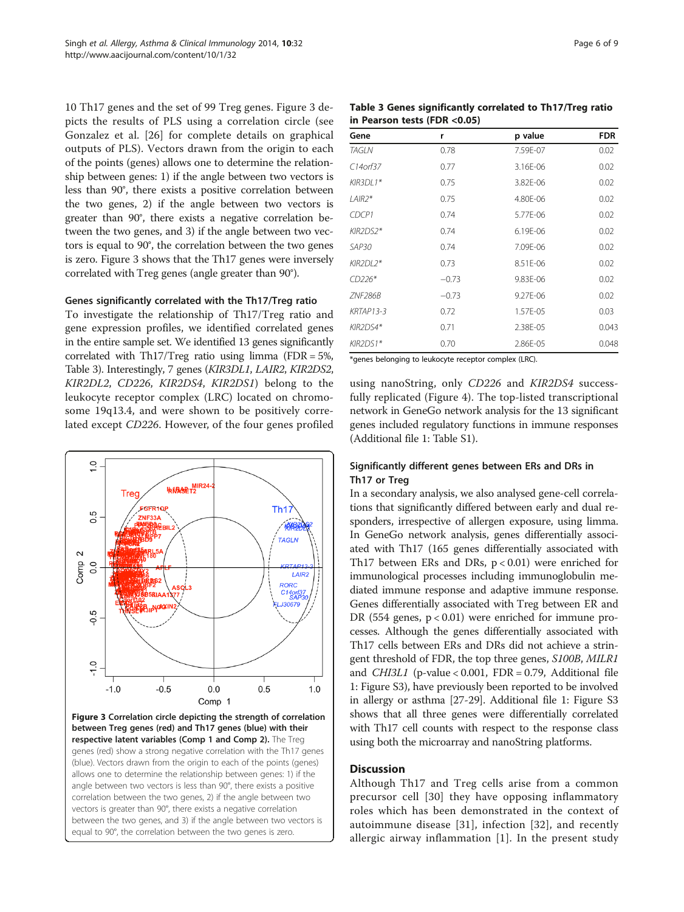10 Th17 genes and the set of 99 Treg genes. Figure 3 depicts the results of PLS using a correlation circle (see Gonzalez et al. [26] for complete details on graphical outputs of PLS). Vectors drawn from the origin to each of the points (genes) allows one to determine the relationship between genes: 1) if the angle between two vectors is less than 90°, there exists a positive correlation between the two genes, 2) if the angle between two vectors is greater than 90°, there exists a negative correlation between the two genes, and 3) if the angle between two vectors is equal to 90°, the correlation between the two genes is zero. Figure 3 shows that the Th17 genes were inversely correlated with Treg genes (angle greater than 90°).

#### Genes significantly correlated with the Th17/Treg ratio

To investigate the relationship of Th17/Treg ratio and gene expression profiles, we identified correlated genes in the entire sample set. We identified 13 genes significantly correlated with Th17/Treg ratio using limma (FDR = 5%, Table 3). Interestingly, 7 genes (*KIR3DL1*, *LAIR2*, *KIR2DS2*, *KIR2DL2*, *CD226*, *KIR2DS4*, *KIR2DS1*) belong to the leukocyte receptor complex (LRC) located on chromosome 19q13.4, and were shown to be positively correlated except *CD226*. However, of the four genes profiled using nanoString, only *CD226* and *KIR2DS4* successfully replicated (Figure 4). The top-listed transcriptional network in GeneGo network analysis for the 13 significant genes included regulatory functions in immune responses (Additional file 1: Table S1).

**Table 3 Genes significantly correlated to Th17/Treg ratio in Pearson tests (FDR <0.05)**

| Gene | r | p value | FDR |
|---|---|---|---|
| *TAGLN* | 0.78 | 7.59E-07 | 0.02 |
| *C14orf37* | 0.77 | 3.16E-06 | 0.02 |
| *KIR3DL1** | 0.75 | 3.82E-06 | 0.02 |
| *LAIR2** | 0.75 | 4.80E-06 | 0.02 |
| *CDCP1* | 0.74 | 5.77E-06 | 0.02 |
| *KIR2DS2** | 0.74 | 6.19E-06 | 0.02 |
| *SAP30* | 0.74 | 7.09E-06 | 0.02 |
| *KIR2DL2** | 0.73 | 8.51E-06 | 0.02 |
| *CD226** | −0.73 | 9.83E-06 | 0.02 |
| *ZNF286B* | −0.73 | 9.27E-06 | 0.02 |
| *KRTAP13-3* | 0.72 | 1.57E-05 | 0.03 |
| *KIR2DS4** | 0.71 | 2.38E-05 | 0.043 |
| *KIR2DS1** | 0.70 | 2.86E-05 | 0.048 |

*genes belonging to leukocyte receptor complex (LRC).

Treg
Th17
Comp 1
Comp 2

**Figure 3 Correlation circle depicting the strength of correlation between Treg genes (red) and Th17 genes (blue) with their respective latent variables (Comp 1 and Comp 2).** The Treg genes (red) show a strong negative correlation with the Th17 genes (blue). Vectors drawn from the origin to each of the points (genes) allows one to determine the relationship between genes: 1) if the angle between two vectors is less than 90°, there exists a positive correlation between the two genes, 2) if the angle between two vectors is greater than 90°, there exists a negative correlation between the two genes, and 3) if the angle between two vectors is equal to 90°, the correlation between the two genes is zero.

#### Significantly different genes between ERs and DRs in Th17 or Treg

In a secondary analysis, we also analysed gene-cell correlations that significantly differed between early and dual responders, irrespective of allergen exposure, using limma. In GeneGo network analysis, genes differentially associated with Th17 (165 genes differentially associated with Th17 between ERs and DRs, $p < 0.01$) were enriched for immunological processes including immunoglobulin mediated immune response and adaptive immune response. Genes differentially associated with Treg between ER and DR (554 genes, $p < 0.01$) were enriched for immune processes. Although the genes differentially associated with Th17 cells between ERs and DRs did not achieve a stringent threshold of FDR, the top three genes, *S100B*, *MILR1* and *CHI3L1* (p-value < 0.001, FDR = 0.79, Additional file 1: Figure S3), have previously been reported to be involved in allergy or asthma [27-29]. Additional file 1: Figure S3 shows that all three genes were differentially correlated with Th17 cell counts with respect to the response class using both the microarray and nanoString platforms.

## Discussion

Although Th17 and Treg cells arise from a common precursor cell [30] they have opposing inflammatory roles which has been demonstrated in the context of autoimmune disease [31], infection [32], and recently allergic airway inflammation [1]. In the present study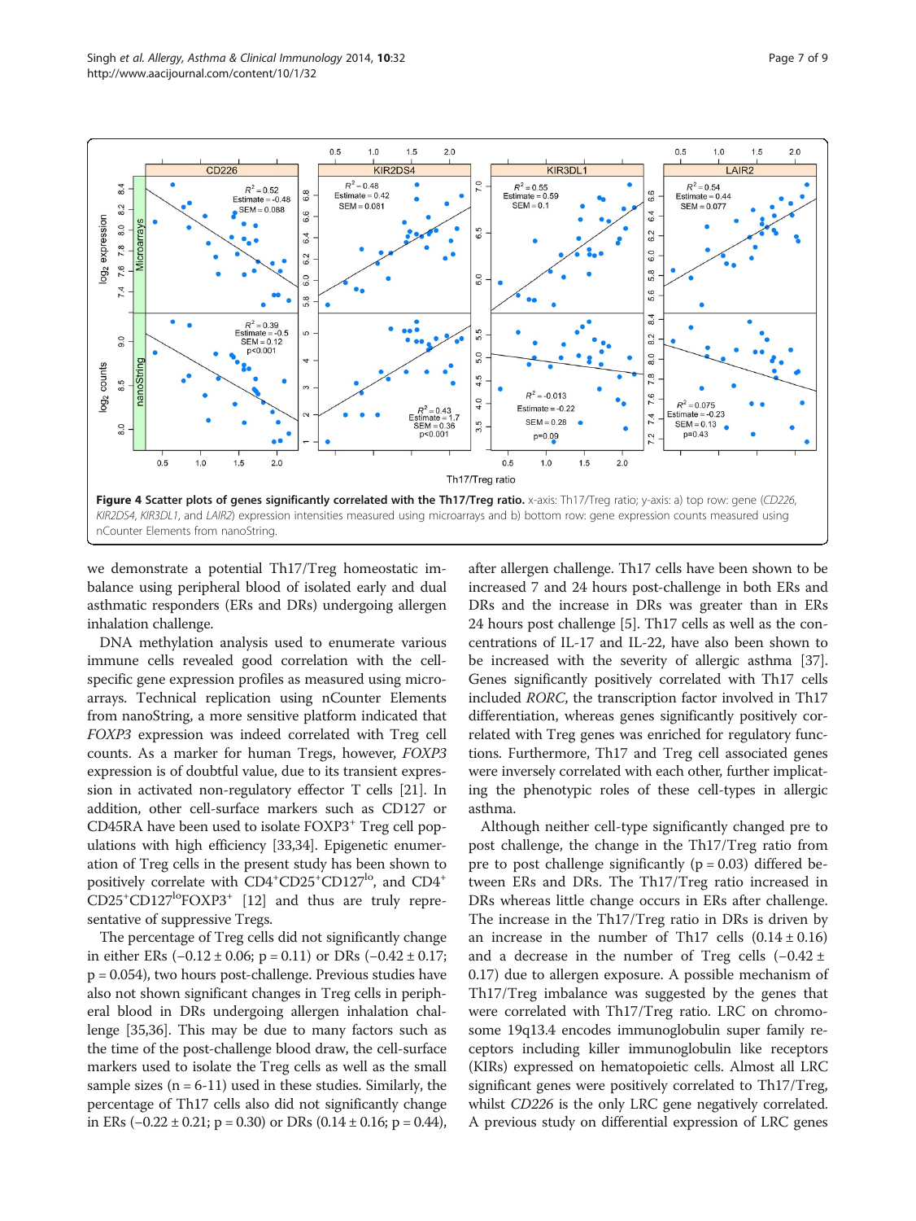CD226

KIR2DS4

KIR3DL1

LAIR2

Microarrays

nanoString

log2 expression

log2 counts

$R^2 = 0.52$
Estimate = -0.48
SEM = 0.088

$R^2 = 0.48$
Estimate = 0.42
SEM = 0.081

$R^2 = 0.55$
Estimate = 0.59
SEM = 0.1

$R^2 = 0.54$
Estimate = 0.44
SEM = 0.077

$R^2 = 0.39$
Estimate = -0.5
SEM = 0.12
p<0.001

$R^2 = 0.43$
Estimate = 1.7
SEM = 0.36
p<0.001

$R^2 = -0.013$
Estimate = -0.22
SEM = 0.28
p=0.09

$R^2 = 0.075$
Estimate = -0.23
SEM = 0.13
p=0.43

Th17/Treg ratio

**Figure 4 Scatter plots of genes significantly correlated with the Th17/Treg ratio.** x-axis: Th17/Treg ratio; y-axis: a) top row: gene (*CD226*, *KIR2DS4*, *KIR3DL1*, and *LAIR2*) expression intensities measured using microarrays and b) bottom row: gene expression counts measured using nCounter Elements from nanoString.

we demonstrate a potential Th17/Treg homeostatic imbalance using peripheral blood of isolated early and dual asthmatic responders (ERs and DRs) undergoing allergen inhalation challenge.

DNA methylation analysis used to enumerate various immune cells revealed good correlation with the cell-specific gene expression profiles as measured using microarrays. Technical replication using nCounter Elements from nanoString, a more sensitive platform indicated that *FOXP3* expression was indeed correlated with Treg cell counts. As a marker for human Tregs, however, *FOXP3* expression is of doubtful value, due to its transient expression in activated non-regulatory effector T cells [21]. In addition, other cell-surface markers such as CD127 or CD45RA have been used to isolate FOXP3$^+$ Treg cell populations with high efficiency [33,34]. Epigenetic enumeration of Treg cells in the present study has been shown to positively correlate with CD4$^+$CD25$^+$CD127$^{lo}$, and CD4$^+$CD25$^+$CD127$^{lo}$FOXP3$^+$ [12] and thus are truly representative of suppressive Tregs.

The percentage of Treg cells did not significantly change in either ERs (−0.12 ± 0.06; p = 0.11) or DRs (−0.42 ± 0.17; p = 0.054), two hours post-challenge. Previous studies have also not shown significant changes in Treg cells in peripheral blood in DRs undergoing allergen inhalation challenge [35,36]. This may be due to many factors such as the time of the post-challenge blood draw, the cell-surface markers used to isolate the Treg cells as well as the small sample sizes (n = 6-11) used in these studies. Similarly, the percentage of Th17 cells also did not significantly change in ERs (−0.22 ± 0.21; p = 0.30) or DRs (0.14 ± 0.16; p = 0.44), after allergen challenge. Th17 cells have been shown to be increased 7 and 24 hours post-challenge in both ERs and DRs and the increase in DRs was greater than in ERs 24 hours post challenge [5]. Th17 cells as well as the concentrations of IL-17 and IL-22, have also been shown to be increased with the severity of allergic asthma [37]. Genes significantly positively correlated with Th17 cells included *RORC*, the transcription factor involved in Th17 differentiation, whereas genes significantly positively correlated with Treg genes was enriched for regulatory functions. Furthermore, Th17 and Treg cell associated genes were inversely correlated with each other, further implicating the phenotypic roles of these cell-types in allergic asthma.

Although neither cell-type significantly changed pre to post challenge, the change in the Th17/Treg ratio from pre to post challenge significantly (p = 0.03) differed between ERs and DRs. The Th17/Treg ratio increased in DRs whereas little change occurs in ERs after challenge. The increase in the Th17/Treg ratio in DRs is driven by an increase in the number of Th17 cells (0.14 ± 0.16) and a decrease in the number of Treg cells (−0.42 ± 0.17) due to allergen exposure. A possible mechanism of Th17/Treg imbalance was suggested by the genes that were correlated with Th17/Treg ratio. LRC on chromosome 19q13.4 encodes immunoglobulin super family receptors including killer immunoglobulin like receptors (KIRs) expressed on hematopoietic cells. Almost all LRC significant genes were positively correlated to Th17/Treg, whilst *CD226* is the only LRC gene negatively correlated. A previous study on differential expression of LRC genes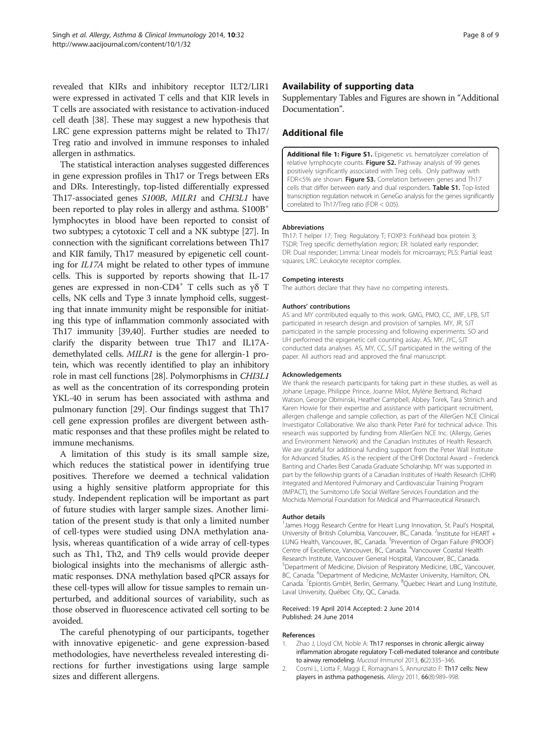revealed that KIRs and inhibitory receptor ILT2/LIR1 were expressed in activated T cells and that KIR levels in T cells are associated with resistance to activation-induced cell death [38]. These may suggest a new hypothesis that LRC gene expression patterns might be related to Th17/Treg ratio and involved in immune responses to inhaled allergen in asthmatics.

The statistical interaction analyses suggested differences in gene expression profiles in Th17 or Tregs between ERs and DRs. Interestingly, top-listed differentially expressed Th17-associated genes *S100B*, *MILR1* and *CHI3L1* have been reported to play roles in allergy and asthma. S100B$^{+}$ lymphocytes in blood have been reported to consist of two subtypes; a cytotoxic T cell and a NK subtype [27]. In connection with the significant correlations between Th17 and KIR family, Th17 measured by epigenetic cell counting for *IL17A* might be related to other types of immune cells. This is supported by reports showing that IL-17 genes are expressed in non-CD4$^{+}$ T cells such as γδ T cells, NK cells and Type 3 innate lymphoid cells, suggesting that innate immunity might be responsible for initiating this type of inflammation commonly associated with Th17 immunity [39,40]. Further studies are needed to clarify the disparity between true Th17 and IL17A-demethylated cells. *MILR1* is the gene for allergin-1 protein, which was recently identified to play an inhibitory role in mast cell functions [28]. Polymorphisms in *CHI3L1* as well as the concentration of its corresponding protein YKL-40 in serum has been associated with asthma and pulmonary function [29]. Our findings suggest that Th17 cell gene expression profiles are divergent between asthmatic responses and that these profiles might be related to immune mechanisms.

A limitation of this study is its small sample size, which reduces the statistical power in identifying true positives. Therefore we deemed a technical validation using a highly sensitive platform appropriate for this study. Independent replication will be important as part of future studies with larger sample sizes. Another limitation of the present study is that only a limited number of cell-types were studied using DNA methylation analysis, whereas quantification of a wide array of cell-types such as Th1, Th2, and Th9 cells would provide deeper biological insights into the mechanisms of allergic asthmatic responses. DNA methylation based qPCR assays for these cell-types will allow for tissue samples to remain unperturbed, and additional sources of variability, such as those observed in fluorescence activated cell sorting to be avoided.

The careful phenotyping of our participants, together with innovative epigenetic- and gene expression-based methodologies, have nevertheless revealed interesting directions for further investigations using large sample sizes and different allergens.

## Availability of supporting data

Supplementary Tables and Figures are shown in "Additional Documentation".

## Additional file

**Additional file 1: Figure S1.** Epigenetic vs. hematolyzer correlation of relative lymphocyte counts. **Figure S2.** Pathway analysis of 99 genes positively significantly associated with Treg cells. Only pathway with FDR<5% are shown. **Figure S3.** Correlation between genes and Th17 cells that differ between early and dual responders. **Table S1.** Top-listed transcription regulation network in GeneGo analysis for the genes significantly correlated to Th17/Treg ratio (FDR < 0.05).

#### Abbreviations

Th17: T helper 17; Treg: Regulatory T; FOXP3: Forkhead box protein 3; TSDR: Treg specific demethylation region; ER: Isolated early responder; DR: Dual responder; Limma: Linear models for microarrays; PLS: Partial least squares; LRC: Leukocyte receptor complex.

#### Competing interests

The authors declare that they have no competing interests.

#### Authors' contributions

AS and MY contributed equally to this work. GMG, PMO, CC, JMF, LPB, SJT participated in research design and provision of samples. MY, JR, SJT participated in the sample processing and following experiments. SO and UH performed the epigenetic cell counting assay. AS, MY, JYC, SJT conducted data analyses. AS, MY, CC, SJT participated in the writing of the paper. All authors read and approved the final manuscript.

#### Acknowledgements

We thank the research participants for taking part in these studies, as well as Johane Lepage, Philippe Prince, Joanne Milot, Mylène Bertrand, Richard Watson, George Obminski, Heather Campbell, Abbey Torek, Tara Strinich and Karen Howie for their expertise and assistance with participant recruitment, allergen challenge and sample collection, as part of the AllerGen NCE Clinical Investigator Collaborative. We also thank Peter Paré for technical advice. This research was supported by funding from AllerGen NCE Inc. (Allergy, Genes and Environment Network) and the Canadian Institutes of Health Research. We are grateful for additional funding support from the Peter Wall Institute for Advanced Studies. AS is the recipient of the CIHR Doctoral Award – Frederick Banting and Charles Best Canada Graduate Scholarship. MY was supported in part by the fellowship grants of a Canadian Institutes of Health Research (CIHR) Integrated and Mentored Pulmonary and Cardiovascular Training Program (IMPACT), the Sumitomo Life Social Welfare Services Foundation and the Mochida Memorial Foundation for Medical and Pharmaceutical Research.

#### Author details

[1]James Hogg Research Centre for Heart Lung Innovation, St. Paul's Hospital, University of British Columbia, Vancouver, BC, Canada. [2]Institute for HEART + LUNG Health, Vancouver, BC, Canada. [3]Prevention of Organ Failure (PROOF) Centre of Excellence, Vancouver, BC, Canada. [4]Vancouver Coastal Health Research Institute, Vancouver General Hospital, Vancouver, BC, Canada. [5]Department of Medicine, Division of Respiratory Medicine, UBC, Vancouver, BC, Canada. [6]Department of Medicine, McMaster University, Hamilton, ON, Canada. [7]Epiontis GmbH, Berlin, Germany. [8]Quebec Heart and Lung Institute, Laval University, Québec City, QC, Canada.

Received: 19 April 2014 Accepted: 2 June 2014
Published: 24 June 2014

#### References

1. Zhao J, Lloyd CM, Noble A: **Th17 responses in chronic allergic airway inflammation abrogate regulatory T-cell-mediated tolerance and contribute to airway remodeling.** *Mucosal Immunol* 2013, **6**(2):335–346.
2. Cosmi L, Liotta F, Maggi E, Romagnani S, Annunziato F: **Th17 cells: New players in asthma pathogenesis.** *Allergy* 2011, **66**(8):989–998.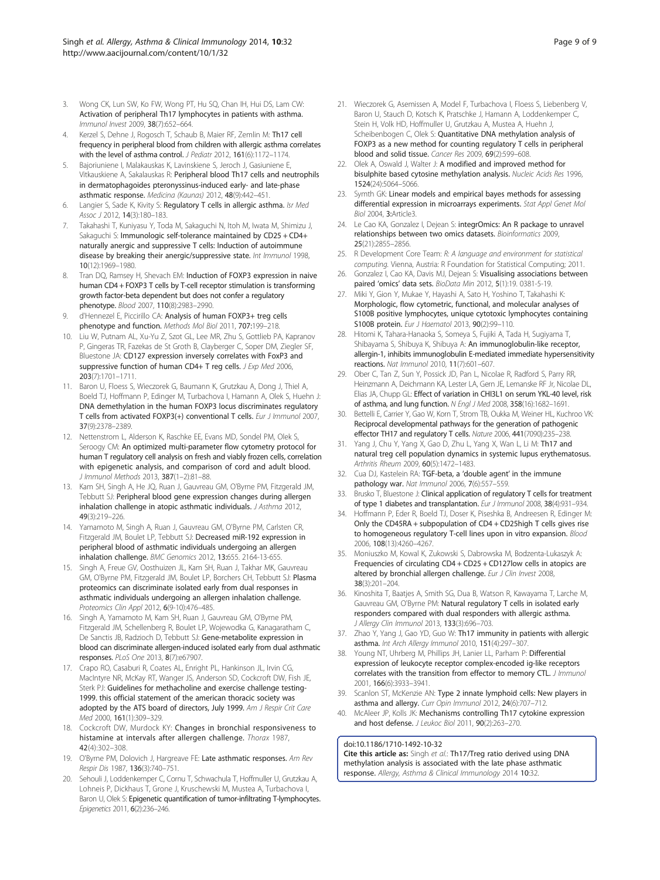3. Wong CK, Lun SW, Ko FW, Wong PT, Hu SQ, Chan IH, Hui DS, Lam CW: **Activation of peripheral Th17 lymphocytes in patients with asthma.** *Immunol Invest* 2009, **38**(7):652–664.
4. Kerzel S, Dehne J, Rogosch T, Schaub B, Maier RF, Zemlin M: **Th17 cell frequency in peripheral blood from children with allergic asthma correlates with the level of asthma control.** *J Pediatr* 2012, **161**(6):1172–1174.
5. Bajoriuniene I, Malakauskas K, Lavinskiene S, Jeroch J, Gasiuniene E, Vitkauskiene A, Sakalauskas R: **Peripheral blood Th17 cells and neutrophils in dermatophagoides pteronyssinus-induced early- and late-phase asthmatic response.** *Medicina (Kaunas)* 2012, **48**(9):442–451.
6. Langier S, Sade K, Kivity S: **Regulatory T cells in allergic asthma.** *Isr Med Assoc J* 2012, **14**(3):180–183.
7. Takahashi T, Kuniyasu Y, Toda M, Sakaguchi N, Itoh M, Iwata M, Shimizu J, Sakaguchi S: **Immunologic self-tolerance maintained by CD25 + CD4+ naturally anergic and suppressive T cells: Induction of autoimmune disease by breaking their anergic/suppressive state.** *Int Immunol* 1998, **10**(12):1969–1980.
8. Tran DQ, Ramsey H, Shevach EM: **Induction of FOXP3 expression in naive human CD4 + FOXP3 T cells by T-cell receptor stimulation is transforming growth factor-beta dependent but does not confer a regulatory phenotype.** *Blood* 2007, **110**(8):2983–2990.
9. d'Hennezel E, Piccirillo CA: **Analysis of human FOXP3+ treg cells phenotype and function.** *Methods Mol Biol* 2011, **707**:199–218.
10. Liu W, Putnam AL, Xu-Yu Z, Szot GL, Lee MR, Zhu S, Gottlieb PA, Kapranov P, Gingeras TR, Fazekas de St Groth B, Clayberger C, Soper DM, Ziegler SF, Bluestone JA: **CD127 expression inversely correlates with FoxP3 and suppressive function of human CD4+ T reg cells.** *J Exp Med* 2006, **203**(7):1701–1711.
11. Baron U, Floess S, Wieczorek G, Baumann K, Grutzkau A, Dong J, Thiel A, Boeld TJ, Hoffmann P, Edinger M, Turbachova I, Hamann A, Olek S, Huehn J: **DNA demethylation in the human FOXP3 locus discriminates regulatory T cells from activated FOXP3(+) conventional T cells.** *Eur J Immunol* 2007, **37**(9):2378–2389.
12. Nettenstrom L, Alderson K, Raschke EE, Evans MD, Sondel PM, Olek S, Seroogy CM: **An optimized multi-parameter flow cytometry protocol for human T regulatory cell analysis on fresh and viably frozen cells, correlation with epigenetic analysis, and comparison of cord and adult blood.** *J Immunol Methods* 2013, **387**(1–2):81–88.
13. Kam SH, Singh A, He JQ, Ruan J, Gauvreau GM, O'Byrne PM, Fitzgerald JM, Tebbutt SJ: **Peripheral blood gene expression changes during allergen inhalation challenge in atopic asthmatic individuals.** *J Asthma* 2012, **49**(3):219–226.
14. Yamamoto M, Singh A, Ruan J, Gauvreau GM, O'Byrne PM, Carlsten CR, Fitzgerald JM, Boulet LP, Tebbutt SJ: **Decreased miR-192 expression in peripheral blood of asthmatic individuals undergoing an allergen inhalation challenge.** *BMC Genomics* 2012, **13**:655. 2164-13-655.
15. Singh A, Freue GV, Oosthuizen JL, Kam SH, Ruan J, Takhar MK, Gauvreau GM, O'Byrne PM, Fitzgerald JM, Boulet LP, Borchers CH, Tebbutt SJ: **Plasma proteomics can discriminate isolated early from dual responses in asthmatic individuals undergoing an allergen inhalation challenge.** *Proteomics Clin Appl* 2012, **6**(9-10):476–485.
16. Singh A, Yamamoto M, Kam SH, Ruan J, Gauvreau GM, O'Byrne PM, Fitzgerald JM, Schellenberg R, Boulet LP, Wojewodka G, Kanagaratham C, De Sanctis JB, Radzioch D, Tebbutt SJ: **Gene-metabolite expression in blood can discriminate allergen-induced isolated early from dual asthmatic responses.** *PLoS One* 2013, **8**(7):e67907.
17. Crapo RO, Casaburi R, Coates AL, Enright PL, Hankinson JL, Irvin CG, MacIntyre NR, McKay RT, Wanger JS, Anderson SD, Cockcroft DW, Fish JE, Sterk PJ: **Guidelines for methacholine and exercise challenge testing-1999. this official statement of the american thoracic society was adopted by the ATS board of directors, July 1999.** *Am J Respir Crit Care Med* 2000, **161**(1):309–329.
18. Cockcroft DW, Murdock KY: **Changes in bronchial responsiveness to histamine at intervals after allergen challenge.** *Thorax* 1987, **42**(4):302–308.
19. O'Byrne PM, Dolovich J, Hargreave FE: **Late asthmatic responses.** *Am Rev Respir Dis* 1987, **136**(3):740–751.
20. Sehouli J, Loddenkemper C, Cornu T, Schwachula T, Hoffmuller U, Grutzkau A, Lohneis P, Dickhaus T, Grone J, Kruschewski M, Mustea A, Turbachova I, Baron U, Olek S: **Epigenetic quantification of tumor-infiltrating T-lymphocytes.** *Epigenetics* 2011, **6**(2):236–246.
21. Wieczorek G, Asemissen A, Model F, Turbachova I, Floess S, Liebenberg V, Baron U, Stauch D, Kotsch K, Pratschke J, Hamann A, Loddenkemper C, Stein H, Volk HD, Hoffmuller U, Grutzkau A, Mustea A, Huehn J, Scheibenbogen C, Olek S: **Quantitative DNA methylation analysis of FOXP3 as a new method for counting regulatory T cells in peripheral blood and solid tissue.** *Cancer Res* 2009, **69**(2):599–608.
22. Olek A, Oswald J, Walter J: **A modified and improved method for bisulphite based cytosine methylation analysis.** *Nucleic Acids Res* 1996, **1524**(24):5064–5066.
23. Symth GK: **Linear models and empirical bayes methods for assessing differential expression in microarrays experiments.** *Stat Appl Genet Mol Biol* 2004, **3**:Article3.
24. Le Cao KA, Gonzalez I, Dejean S: **integrOmics: An R package to unravel relationships between two omics datasets.** *Bioinformatics* 2009, **25**(21):2855–2856.
25. R Development Core Team: *R: A language and environment for statistical computing.* Vienna, Austria: R Foundation for Statistical Computing; 2011.
26. Gonzalez I, Cao KA, Davis MJ, Dejean S: **Visualising associations between paired 'omics' data sets.** *BioData Min* 2012, **5**(1):19. 0381-5-19.
27. Miki Y, Gion Y, Mukae Y, Hayashi A, Sato H, Yoshino T, Takahashi K: **Morphologic, flow cytometric, functional, and molecular analyses of S100B positive lymphocytes, unique cytotoxic lymphocytes containing S100B protein.** *Eur J Haematol* 2013, **90**(2):99–110.
28. Hitomi K, Tahara-Hanaoka S, Someya S, Fujiki A, Tada H, Sugiyama T, Shibayama S, Shibuya K, Shibuya A: **An immunoglobulin-like receptor, allergin-1, inhibits immunoglobulin E-mediated immediate hypersensitivity reactions.** *Nat Immunol* 2010, **11**(7):601–607.
29. Ober C, Tan Z, Sun Y, Possick JD, Pan L, Nicolae R, Radford S, Parry RR, Heinzmann A, Deichmann KA, Lester LA, Gern JE, Lemanske RF Jr, Nicolae DL, Elias JA, Chupp GL: **Effect of variation in CHI3L1 on serum YKL-40 level, risk of asthma, and lung function.** *N Engl J Med* 2008, **358**(16):1682–1691.
30. Bettelli E, Carrier Y, Gao W, Korn T, Strom TB, Oukka M, Weiner HL, Kuchroo VK: **Reciprocal developmental pathways for the generation of pathogenic effector TH17 and regulatory T cells.** *Nature* 2006, **441**(7090):235–238.
31. Yang J, Chu Y, Yang X, Gao D, Zhu L, Yang X, Wan L, Li M: **Th17 and natural treg cell population dynamics in systemic lupus erythematosus.** *Arthritis Rheum* 2009, **60**(5):1472–1483.
32. Cua DJ, Kastelein RA: **TGF-beta, a 'double agent' in the immune pathology war.** *Nat Immunol* 2006, **7**(6):557–559.
33. Brusko T, Bluestone J: **Clinical application of regulatory T cells for treatment of type 1 diabetes and transplantation.** *Eur J Immunol* 2008, **38**(4):931–934.
34. Hoffmann P, Eder R, Boeld TJ, Doser K, Piseshka B, Andreesen R, Edinger M: **Only the CD45RA + subpopulation of CD4 + CD25high T cells gives rise to homogeneous regulatory T-cell lines upon in vitro expansion.** *Blood* 2006, **108**(13):4260–4267.
35. Moniuszko M, Kowal K, Zukowski S, Dabrowska M, Bodzenta-Lukaszyk A: **Frequencies of circulating CD4 + CD25 + CD127low cells in atopics are altered by bronchial allergen challenge.** *Eur J Clin Invest* 2008, **38**(3):201–204.
36. Kinoshita T, Baatjes A, Smith SG, Dua B, Watson R, Kawayama T, Larche M, Gauvreau GM, O'Byrne PM: **Natural regulatory T cells in isolated early responders compared with dual responders with allergic asthma.** *J Allergy Clin Immunol* 2013, **133**(3):696–703.
37. Zhao Y, Yang J, Gao YD, Guo W: **Th17 immunity in patients with allergic asthma.** *Int Arch Allergy Immunol* 2010, **151**(4):297–307.
38. Young NT, Uhrberg M, Phillips JH, Lanier LL, Parham P: **Differential expression of leukocyte receptor complex-encoded ig-like receptors correlates with the transition from effector to memory CTL.** *J Immunol* 2001, **166**(6):3933–3941.
39. Scanlon ST, McKenzie AN: **Type 2 innate lymphoid cells: New players in asthma and allergy.** *Curr Opin Immunol* 2012, **24**(6):707–712.
40. McAleer JP, Kolls JK: **Mechanisms controlling Th17 cytokine expression and host defense.** *J Leukoc Biol* 2011, **90**(2):263–270.

doi:10.1186/1710-1492-10-32

**Cite this article as:** Singh *et al.*: Th17/Treg ratio derived using DNA methylation analysis is associated with the late phase asthmatic response. *Allergy, Asthma & Clinical Immunology* 2014 **10**:32.